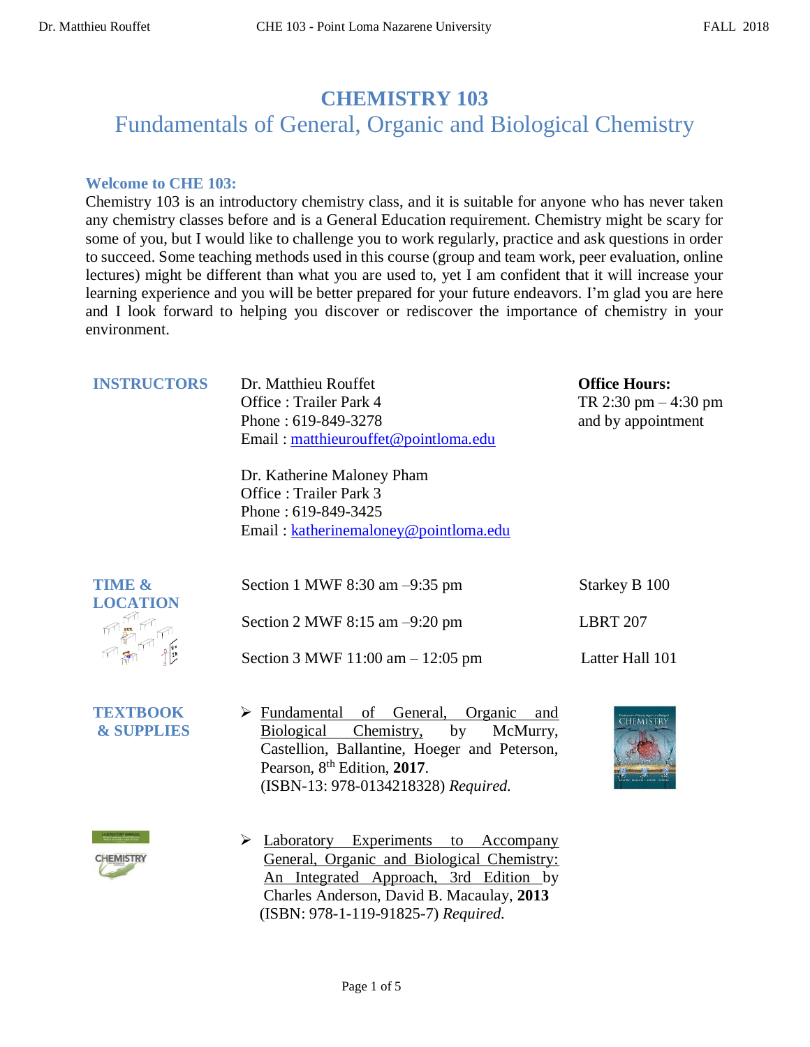# CHEMISTRY 103

## Fundamentals of General, Organic and Biological Chemistry

### Welcome to CHE 103:

Chemistry 103 is an introductory chemistry class, and it is suitable for anyone who has never taken any chemistry classes before and is a General Education requirement. Chemistry might be scary for some of you, but I would like to challenge you to work regularly, practice and ask questions in order to succeed. Some teaching methods used in this course (group and team work, peer evaluation, online lectures) might be different than what you are used to, yet I am confident that it will increase your learning experience and you will be better prepared for your future endeavors. I'm glad you are here and I look forward to helping you discover or rediscover the importance of chemistry in your environment.

### INSTRUCTORS

Dr. Matthieu Rouffet
Office : Trailer Park 4
Phone : 619-849-3278
Email : matthieurouffet@pointloma.edu

**Office Hours:**
TR 2:30 pm – 4:30 pm
and by appointment

Dr. Katherine Maloney Pham
Office : Trailer Park 3
Phone : 619-849-3425
Email : katherinemaloney@pointloma.edu

### TIME & LOCATION

| Section | Time | Location |
|---|---|---|
| Section 1 | MWF 8:30 am –9:35 pm | Starkey B 100 |
| Section 2 | MWF 8:15 am –9:20 pm | LBRT 207 |
| Section 3 | MWF 11:00 am – 12:05 pm | Latter Hall 101 |

### TEXTBOOK & SUPPLIES

- Fundamental of General, Organic and Biological Chemistry, by McMurry, Castellion, Ballantine, Hoeger and Peterson, Pearson, 8th Edition, **2017**. (ISBN-13: 978-0134218328) *Required.*

- Laboratory Experiments to Accompany General, Organic and Biological Chemistry: An Integrated Approach, 3rd Edition by Charles Anderson, David B. Macaulay, **2013** (ISBN: 978-1-119-91825-7) *Required.*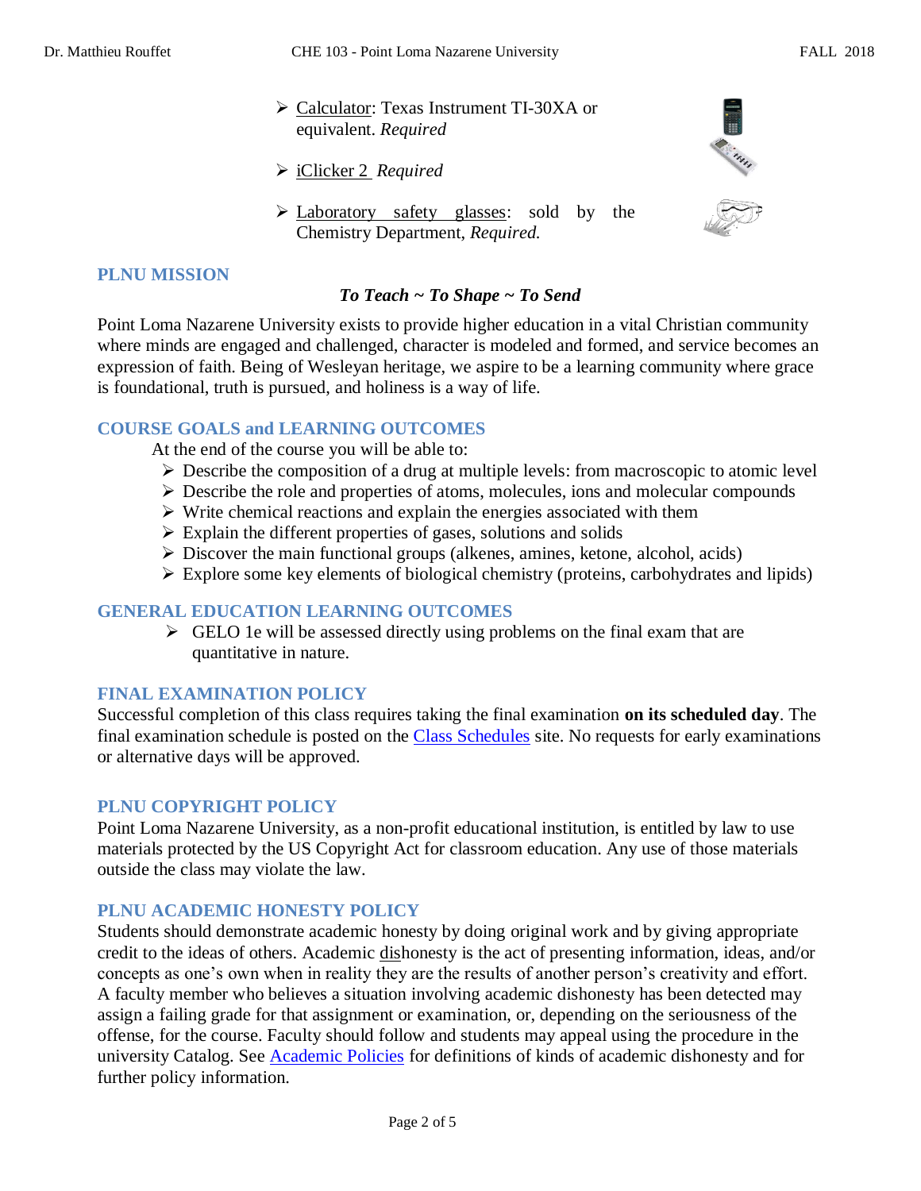- Calculator: Texas Instrument TI-30XA or equivalent. *Required*
- iClicker 2 *Required*
- Laboratory safety glasses: sold by the Chemistry Department, *Required.*

## PLNU MISSION

***To Teach ~ To Shape ~ To Send***

Point Loma Nazarene University exists to provide higher education in a vital Christian community where minds are engaged and challenged, character is modeled and formed, and service becomes an expression of faith. Being of Wesleyan heritage, we aspire to be a learning community where grace is foundational, truth is pursued, and holiness is a way of life.

## COURSE GOALS and LEARNING OUTCOMES

At the end of the course you will be able to:

- Describe the composition of a drug at multiple levels: from macroscopic to atomic level
- Describe the role and properties of atoms, molecules, ions and molecular compounds
- Write chemical reactions and explain the energies associated with them
- Explain the different properties of gases, solutions and solids
- Discover the main functional groups (alkenes, amines, ketone, alcohol, acids)
- Explore some key elements of biological chemistry (proteins, carbohydrates and lipids)

## GENERAL EDUCATION LEARNING OUTCOMES

- GELO 1e will be assessed directly using problems on the final exam that are quantitative in nature.

## FINAL EXAMINATION POLICY

Successful completion of this class requires taking the final examination **on its scheduled day**. The final examination schedule is posted on the Class Schedules site. No requests for early examinations or alternative days will be approved.

## PLNU COPYRIGHT POLICY

Point Loma Nazarene University, as a non-profit educational institution, is entitled by law to use materials protected by the US Copyright Act for classroom education. Any use of those materials outside the class may violate the law.

## PLNU ACADEMIC HONESTY POLICY

Students should demonstrate academic honesty by doing original work and by giving appropriate credit to the ideas of others. Academic dishonesty is the act of presenting information, ideas, and/or concepts as one's own when in reality they are the results of another person's creativity and effort. A faculty member who believes a situation involving academic dishonesty has been detected may assign a failing grade for that assignment or examination, or, depending on the seriousness of the offense, for the course. Faculty should follow and students may appeal using the procedure in the university Catalog. See Academic Policies for definitions of kinds of academic dishonesty and for further policy information.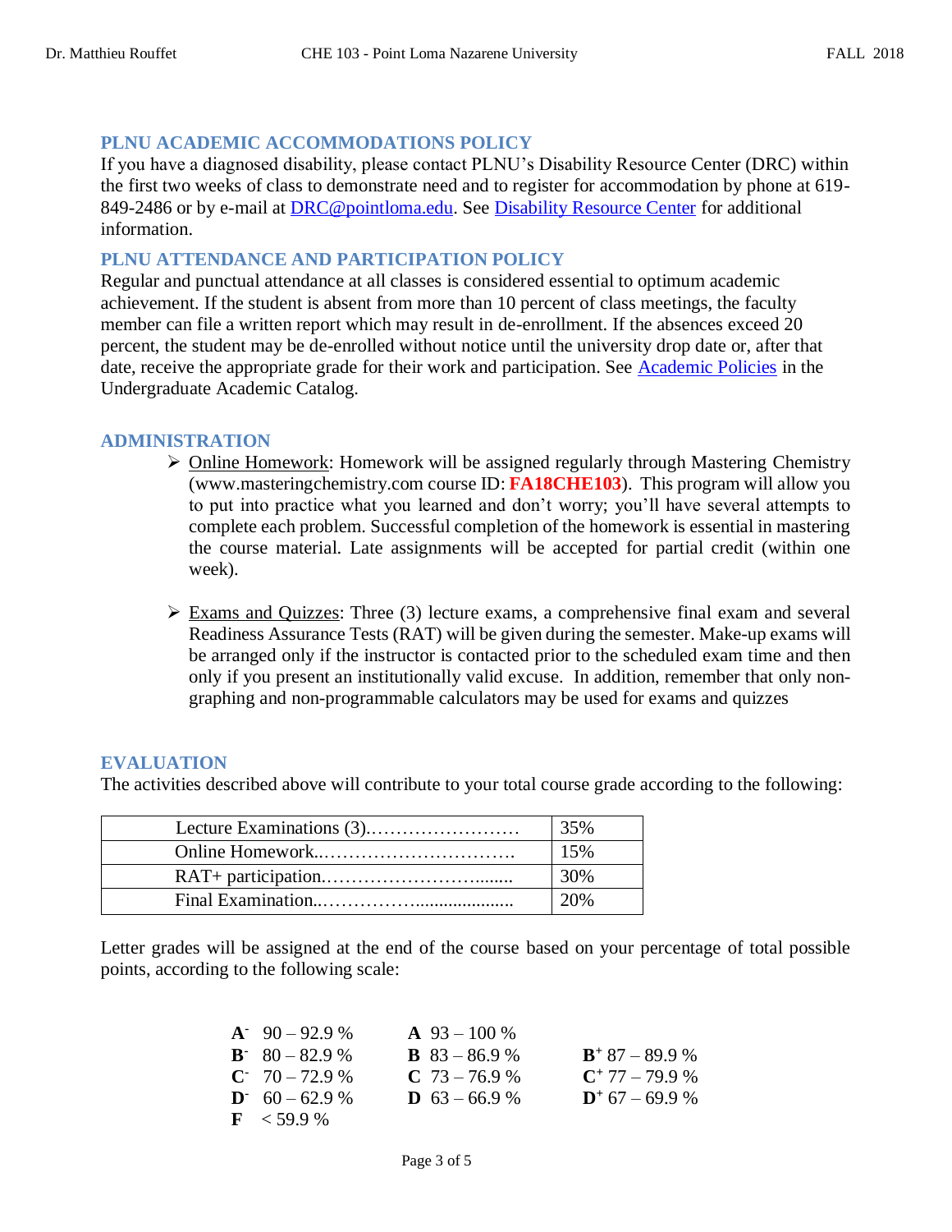## PLNU ACADEMIC ACCOMMODATIONS POLICY

If you have a diagnosed disability, please contact PLNU's Disability Resource Center (DRC) within the first two weeks of class to demonstrate need and to register for accommodation by phone at 619-849-2486 or by e-mail at DRC@pointloma.edu. See Disability Resource Center for additional information.

## PLNU ATTENDANCE AND PARTICIPATION POLICY

Regular and punctual attendance at all classes is considered essential to optimum academic achievement. If the student is absent from more than 10 percent of class meetings, the faculty member can file a written report which may result in de-enrollment. If the absences exceed 20 percent, the student may be de-enrolled without notice until the university drop date or, after that date, receive the appropriate grade for their work and participation. See Academic Policies in the Undergraduate Academic Catalog.

## ADMINISTRATION

- Online Homework: Homework will be assigned regularly through Mastering Chemistry (www.masteringchemistry.com course ID: **FA18CHE103**). This program will allow you to put into practice what you learned and don't worry; you'll have several attempts to complete each problem. Successful completion of the homework is essential in mastering the course material. Late assignments will be accepted for partial credit (within one week).

- Exams and Quizzes: Three (3) lecture exams, a comprehensive final exam and several Readiness Assurance Tests (RAT) will be given during the semester. Make-up exams will be arranged only if the instructor is contacted prior to the scheduled exam time and then only if you present an institutionally valid excuse. In addition, remember that only non-graphing and non-programmable calculators may be used for exams and quizzes

## EVALUATION

The activities described above will contribute to your total course grade according to the following:

| Component | Weight |
|---|---|
| Lecture Examinations (3)…………………… | 35% |
| Online Homework..…………………………. | 15% |
| RAT+ participation.……………………........ | 30% |
| Final Examination..……………….................. | 20% |

Letter grades will be assigned at the end of the course based on your percentage of total possible points, according to the following scale:

| | | |
|---|---|---|
| **A⁻** 90 – 92.9 % | **A** 93 – 100 % | |
| **B⁻** 80 – 82.9 % | **B** 83 – 86.9 % | **B⁺** 87 – 89.9 % |
| **C⁻** 70 – 72.9 % | **C** 73 – 76.9 % | **C⁺** 77 – 79.9 % |
| **D⁻** 60 – 62.9 % | **D** 63 – 66.9 % | **D⁺** 67 – 69.9 % |
| **F** < 59.9 % | | |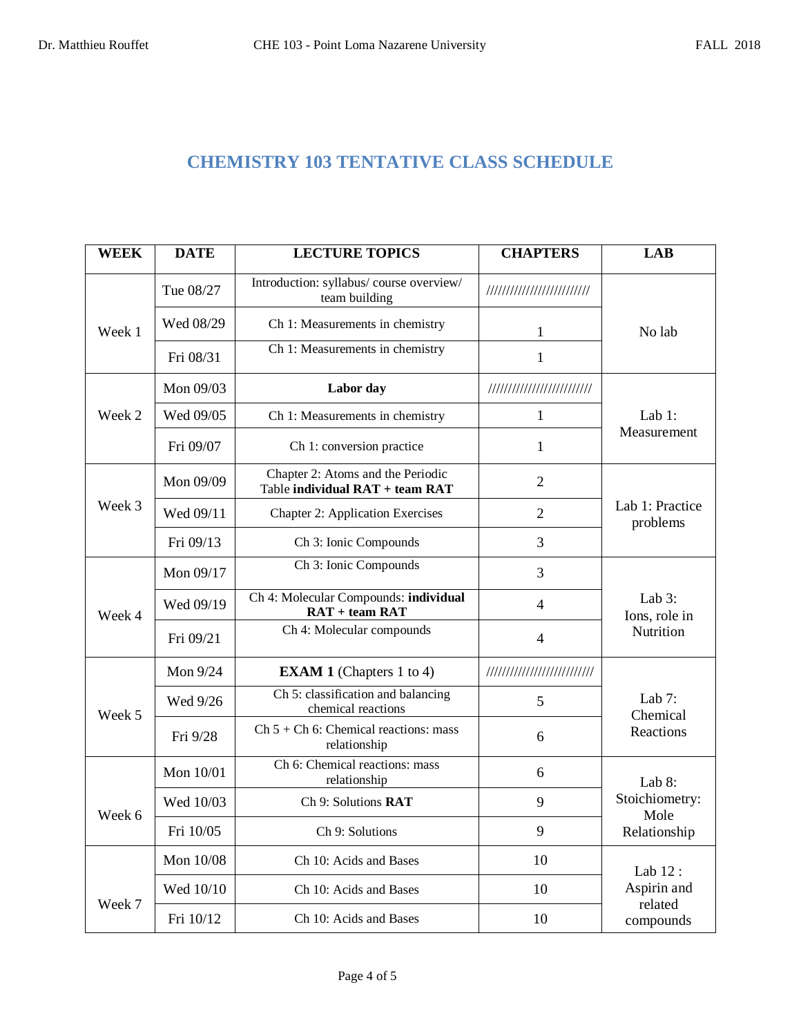# CHEMISTRY 103 TENTATIVE CLASS SCHEDULE

| WEEK | DATE | LECTURE TOPICS | CHAPTERS | LAB |
|---|---|---|---|---|
| Week 1 | Tue 08/27 | Introduction: syllabus/ course overview/ team building | ///////////////////////// | No lab |
| | Wed 08/29 | Ch 1: Measurements in chemistry | 1 | |
| | Fri 08/31 | Ch 1: Measurements in chemistry | 1 | |
| Week 2 | Mon 09/03 | **Labor day** | ///////////////////////// | Lab 1: Measurement |
| | Wed 09/05 | Ch 1: Measurements in chemistry | 1 | |
| | Fri 09/07 | Ch 1: conversion practice | 1 | |
| Week 3 | Mon 09/09 | Chapter 2: Atoms and the Periodic Table **individual RAT + team RAT** | 2 | Lab 1: Practice problems |
| | Wed 09/11 | Chapter 2: Application Exercises | 2 | |
| | Fri 09/13 | Ch 3: Ionic Compounds | 3 | |
| Week 4 | Mon 09/17 | Ch 3: Ionic Compounds | 3 | Lab 3: Ions, role in Nutrition |
| | Wed 09/19 | Ch 4: Molecular Compounds: **individual RAT + team RAT** | 4 | |
| | Fri 09/21 | Ch 4: Molecular compounds | 4 | |
| Week 5 | Mon 9/24 | **EXAM 1** (Chapters 1 to 4) | ///////////////////////// | Lab 7: Chemical Reactions |
| | Wed 9/26 | Ch 5: classification and balancing chemical reactions | 5 | |
| | Fri 9/28 | Ch 5 + Ch 6: Chemical reactions: mass relationship | 6 | |
| Week 6 | Mon 10/01 | Ch 6: Chemical reactions: mass relationship | 6 | Lab 8: Stoichiometry: Mole Relationship |
| | Wed 10/03 | Ch 9: Solutions **RAT** | 9 | |
| | Fri 10/05 | Ch 9: Solutions | 9 | |
| Week 7 | Mon 10/08 | Ch 10: Acids and Bases | 10 | Lab 12 : Aspirin and related compounds |
| | Wed 10/10 | Ch 10: Acids and Bases | 10 | |
| | Fri 10/12 | Ch 10: Acids and Bases | 10 | |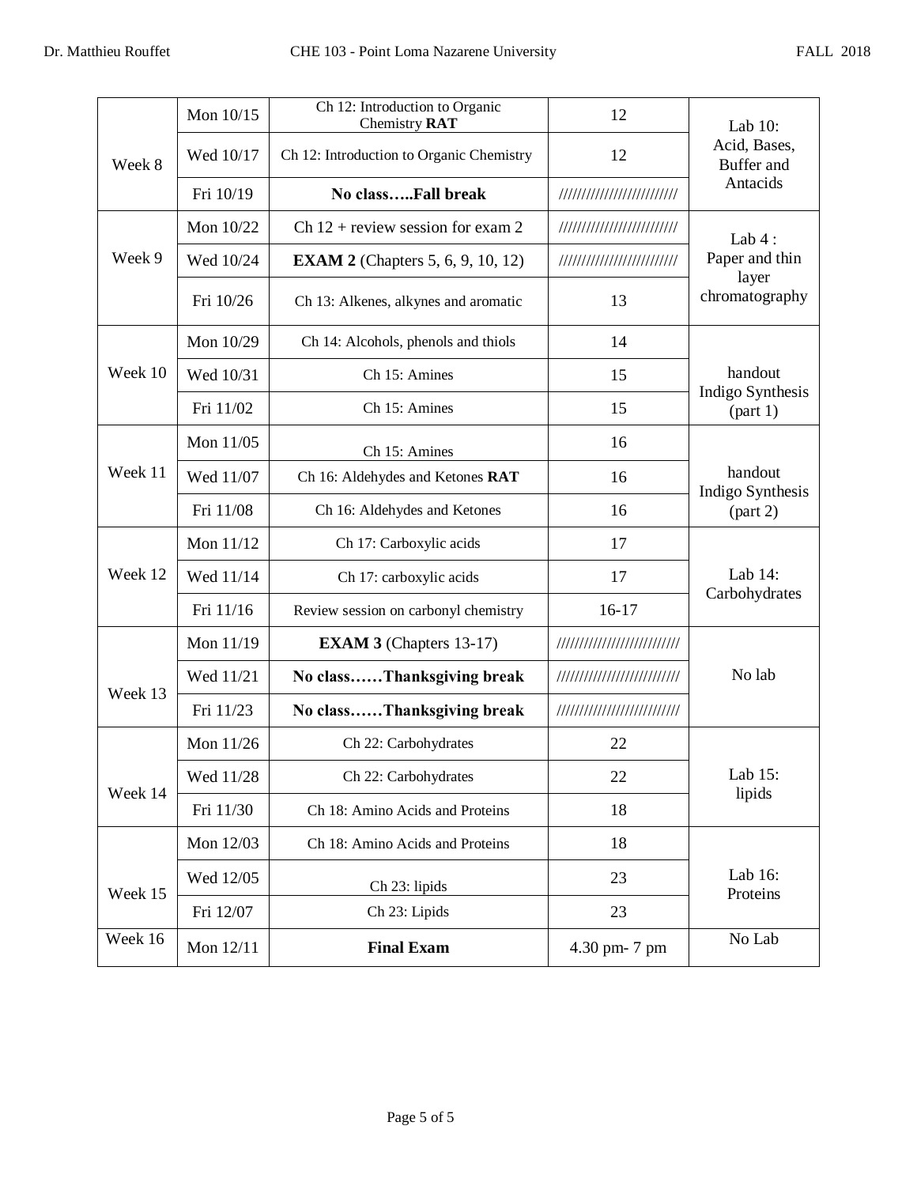| | | | | |
|---|---|---|---|---|
| Week 8 | Mon 10/15 | Ch 12: Introduction to Organic Chemistry **RAT** | 12 | Lab 10: Acid, Bases, Buffer and Antacids |
| | Wed 10/17 | Ch 12: Introduction to Organic Chemistry | 12 | |
| | Fri 10/19 | **No class…..Fall break** | ///////////////////////// | |
| Week 9 | Mon 10/22 | Ch 12 + review session for exam 2 | ///////////////////////// | Lab 4 : Paper and thin layer chromatography |
| | Wed 10/24 | **EXAM 2** (Chapters 5, 6, 9, 10, 12) | ///////////////////////// | |
| | Fri 10/26 | Ch 13: Alkenes, alkynes and aromatic | 13 | |
| Week 10 | Mon 10/29 | Ch 14: Alcohols, phenols and thiols | 14 | handout Indigo Synthesis (part 1) |
| | Wed 10/31 | Ch 15: Amines | 15 | |
| | Fri 11/02 | Ch 15: Amines | 15 | |
| Week 11 | Mon 11/05 | Ch 15: Amines | 16 | handout Indigo Synthesis (part 2) |
| | Wed 11/07 | Ch 16: Aldehydes and Ketones **RAT** | 16 | |
| | Fri 11/08 | Ch 16: Aldehydes and Ketones | 16 | |
| Week 12 | Mon 11/12 | Ch 17: Carboxylic acids | 17 | Lab 14: Carbohydrates |
| | Wed 11/14 | Ch 17: carboxylic acids | 17 | |
| | Fri 11/16 | Review session on carbonyl chemistry | 16-17 | |
| Week 13 | Mon 11/19 | **EXAM 3** (Chapters 13-17) | ////////////////////////// | No lab |
| | Wed 11/21 | **No class……Thanksgiving break** | ////////////////////////// | |
| | Fri 11/23 | **No class……Thanksgiving break** | ////////////////////////// | |
| Week 14 | Mon 11/26 | Ch 22: Carbohydrates | 22 | Lab 15: lipids |
| | Wed 11/28 | Ch 22: Carbohydrates | 22 | |
| | Fri 11/30 | Ch 18: Amino Acids and Proteins | 18 | |
| Week 15 | Mon 12/03 | Ch 18: Amino Acids and Proteins | 18 | Lab 16: Proteins |
| | Wed 12/05 | Ch 23: lipids | 23 | |
| | Fri 12/07 | Ch 23: Lipids | 23 | |
| Week 16 | Mon 12/11 | **Final Exam** | 4.30 pm- 7 pm | No Lab |